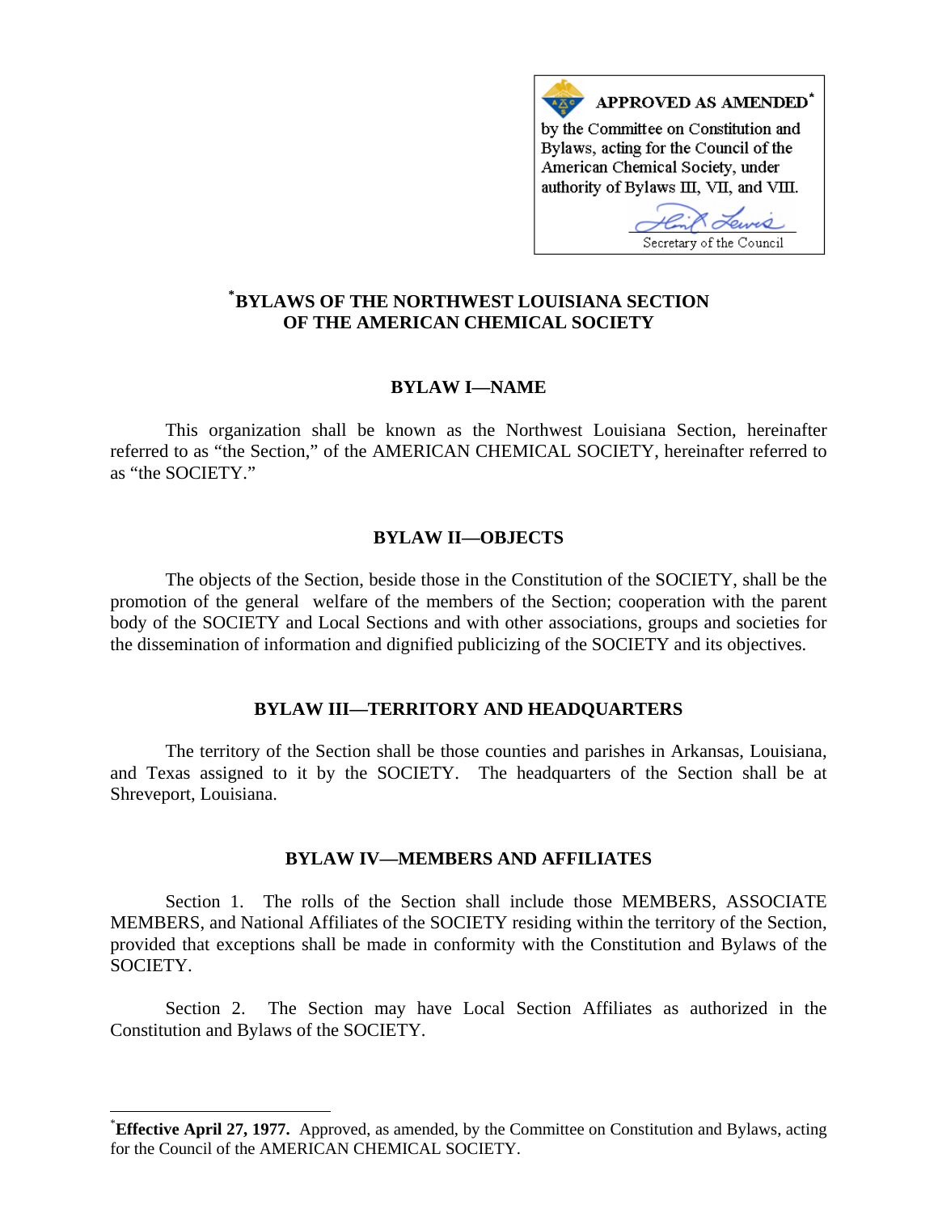**APPROVED AS AMENDED**[*]
by the Committee on Constitution and Bylaws, acting for the Council of the American Chemical Society, under authority of Bylaws III, VII, and VIII.

Secretary of the Council

# [*]BYLAWS OF THE NORTHWEST LOUISIANA SECTION OF THE AMERICAN CHEMICAL SOCIETY

## BYLAW I—NAME

This organization shall be known as the Northwest Louisiana Section, hereinafter referred to as "the Section," of the AMERICAN CHEMICAL SOCIETY, hereinafter referred to as "the SOCIETY."

## BYLAW II—OBJECTS

The objects of the Section, beside those in the Constitution of the SOCIETY, shall be the promotion of the general welfare of the members of the Section; cooperation with the parent body of the SOCIETY and Local Sections and with other associations, groups and societies for the dissemination of information and dignified publicizing of the SOCIETY and its objectives.

## BYLAW III—TERRITORY AND HEADQUARTERS

The territory of the Section shall be those counties and parishes in Arkansas, Louisiana, and Texas assigned to it by the SOCIETY. The headquarters of the Section shall be at Shreveport, Louisiana.

## BYLAW IV—MEMBERS AND AFFILIATES

Section 1. The rolls of the Section shall include those MEMBERS, ASSOCIATE MEMBERS, and National Affiliates of the SOCIETY residing within the territory of the Section, provided that exceptions shall be made in conformity with the Constitution and Bylaws of the SOCIETY.

Section 2. The Section may have Local Section Affiliates as authorized in the Constitution and Bylaws of the SOCIETY.

---

[*]**Effective April 27, 1977.** Approved, as amended, by the Committee on Constitution and Bylaws, acting for the Council of the AMERICAN CHEMICAL SOCIETY.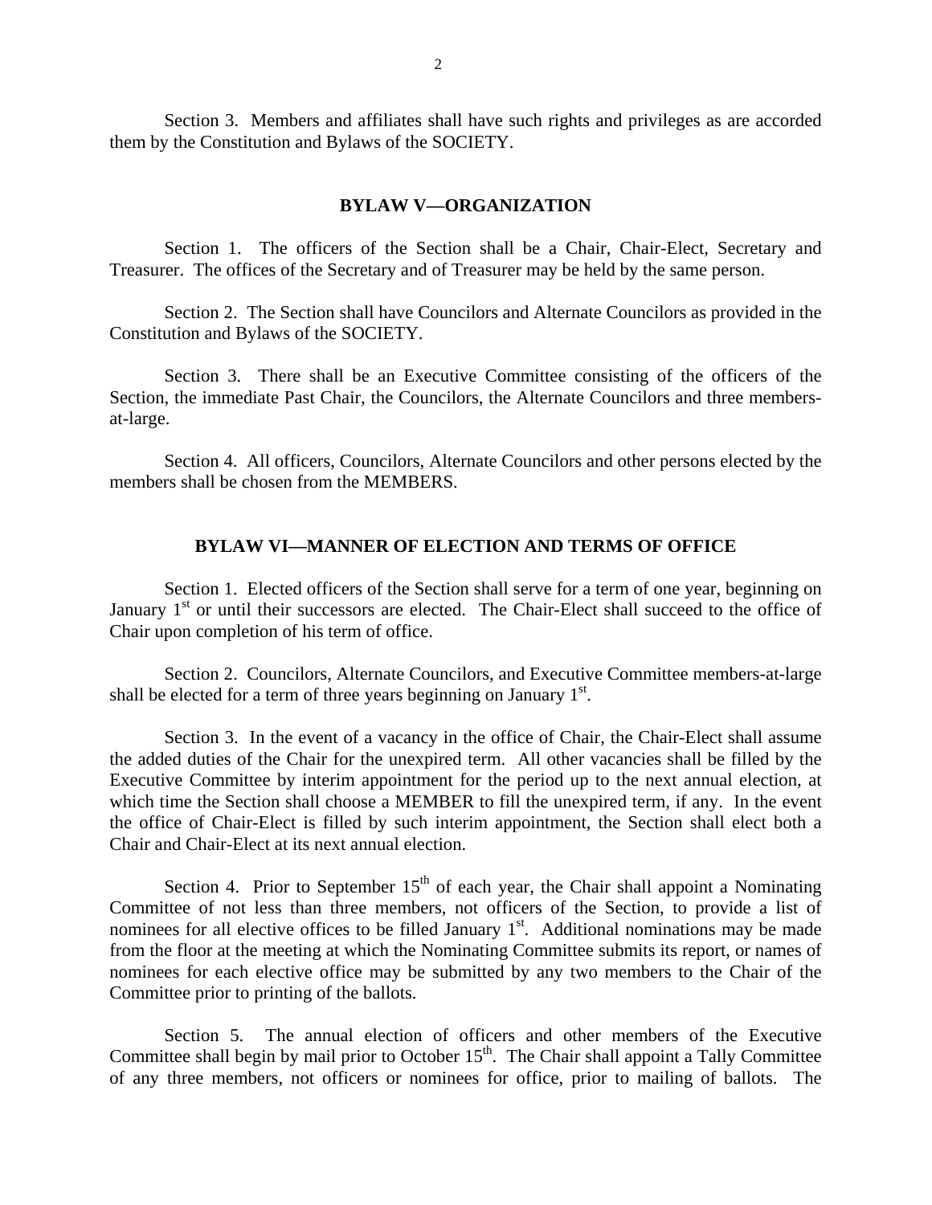Section 3. Members and affiliates shall have such rights and privileges as are accorded them by the Constitution and Bylaws of the SOCIETY.

## BYLAW V—ORGANIZATION

Section 1. The officers of the Section shall be a Chair, Chair-Elect, Secretary and Treasurer. The offices of the Secretary and of Treasurer may be held by the same person.

Section 2. The Section shall have Councilors and Alternate Councilors as provided in the Constitution and Bylaws of the SOCIETY.

Section 3. There shall be an Executive Committee consisting of the officers of the Section, the immediate Past Chair, the Councilors, the Alternate Councilors and three members-at-large.

Section 4. All officers, Councilors, Alternate Councilors and other persons elected by the members shall be chosen from the MEMBERS.

## BYLAW VI—MANNER OF ELECTION AND TERMS OF OFFICE

Section 1. Elected officers of the Section shall serve for a term of one year, beginning on January 1st or until their successors are elected. The Chair-Elect shall succeed to the office of Chair upon completion of his term of office.

Section 2. Councilors, Alternate Councilors, and Executive Committee members-at-large shall be elected for a term of three years beginning on January 1st.

Section 3. In the event of a vacancy in the office of Chair, the Chair-Elect shall assume the added duties of the Chair for the unexpired term. All other vacancies shall be filled by the Executive Committee by interim appointment for the period up to the next annual election, at which time the Section shall choose a MEMBER to fill the unexpired term, if any. In the event the office of Chair-Elect is filled by such interim appointment, the Section shall elect both a Chair and Chair-Elect at its next annual election.

Section 4. Prior to September 15th of each year, the Chair shall appoint a Nominating Committee of not less than three members, not officers of the Section, to provide a list of nominees for all elective offices to be filled January 1st. Additional nominations may be made from the floor at the meeting at which the Nominating Committee submits its report, or names of nominees for each elective office may be submitted by any two members to the Chair of the Committee prior to printing of the ballots.

Section 5. The annual election of officers and other members of the Executive Committee shall begin by mail prior to October 15th. The Chair shall appoint a Tally Committee of any three members, not officers or nominees for office, prior to mailing of ballots. The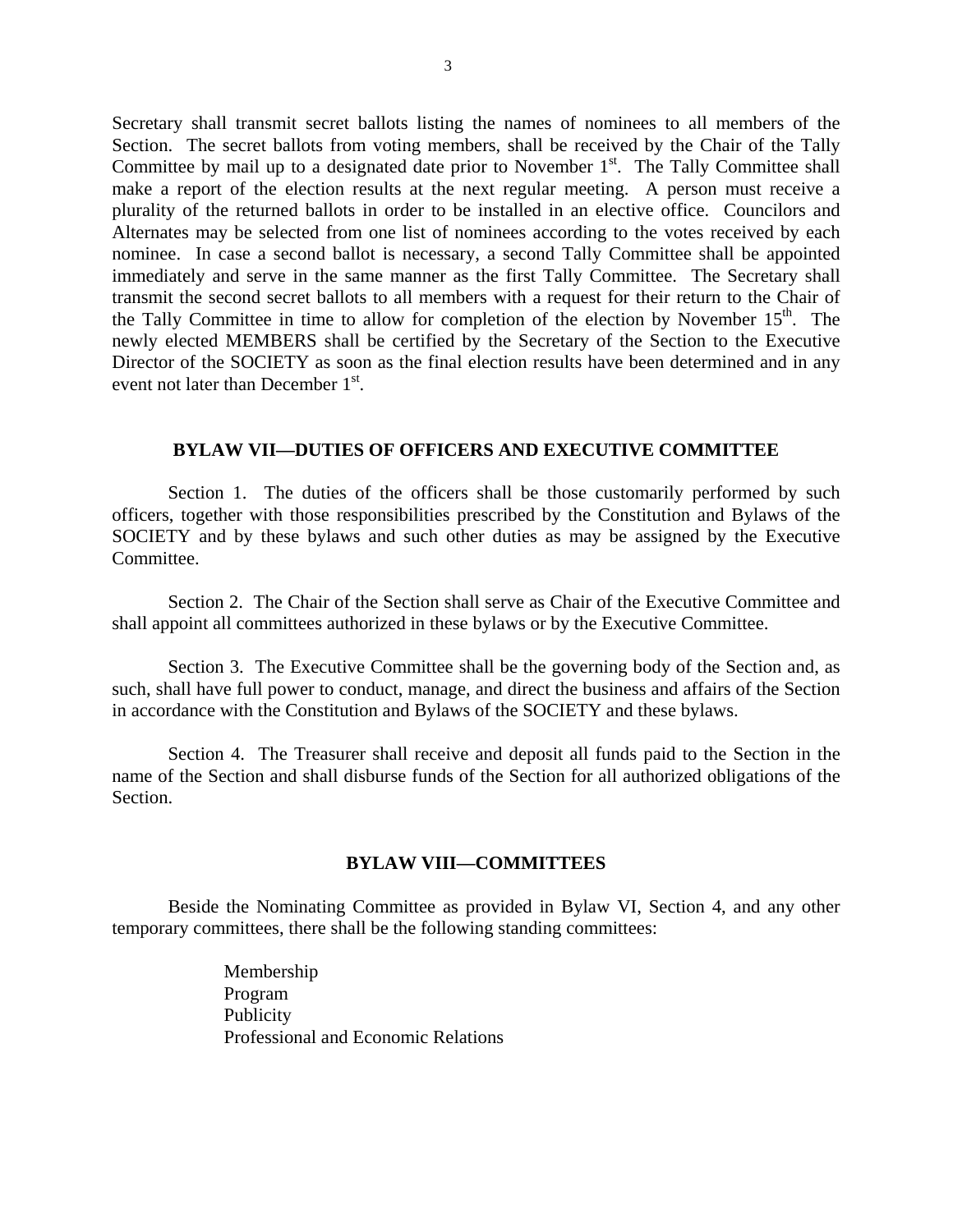Secretary shall transmit secret ballots listing the names of nominees to all members of the Section. The secret ballots from voting members, shall be received by the Chair of the Tally Committee by mail up to a designated date prior to November 1st. The Tally Committee shall make a report of the election results at the next regular meeting. A person must receive a plurality of the returned ballots in order to be installed in an elective office. Councilors and Alternates may be selected from one list of nominees according to the votes received by each nominee. In case a second ballot is necessary, a second Tally Committee shall be appointed immediately and serve in the same manner as the first Tally Committee. The Secretary shall transmit the second secret ballots to all members with a request for their return to the Chair of the Tally Committee in time to allow for completion of the election by November 15th. The newly elected MEMBERS shall be certified by the Secretary of the Section to the Executive Director of the SOCIETY as soon as the final election results have been determined and in any event not later than December 1st.

## BYLAW VII—DUTIES OF OFFICERS AND EXECUTIVE COMMITTEE

Section 1. The duties of the officers shall be those customarily performed by such officers, together with those responsibilities prescribed by the Constitution and Bylaws of the SOCIETY and by these bylaws and such other duties as may be assigned by the Executive Committee.

Section 2. The Chair of the Section shall serve as Chair of the Executive Committee and shall appoint all committees authorized in these bylaws or by the Executive Committee.

Section 3. The Executive Committee shall be the governing body of the Section and, as such, shall have full power to conduct, manage, and direct the business and affairs of the Section in accordance with the Constitution and Bylaws of the SOCIETY and these bylaws.

Section 4. The Treasurer shall receive and deposit all funds paid to the Section in the name of the Section and shall disburse funds of the Section for all authorized obligations of the Section.

## BYLAW VIII—COMMITTEES

Beside the Nominating Committee as provided in Bylaw VI, Section 4, and any other temporary committees, there shall be the following standing committees:

Membership
Program
Publicity
Professional and Economic Relations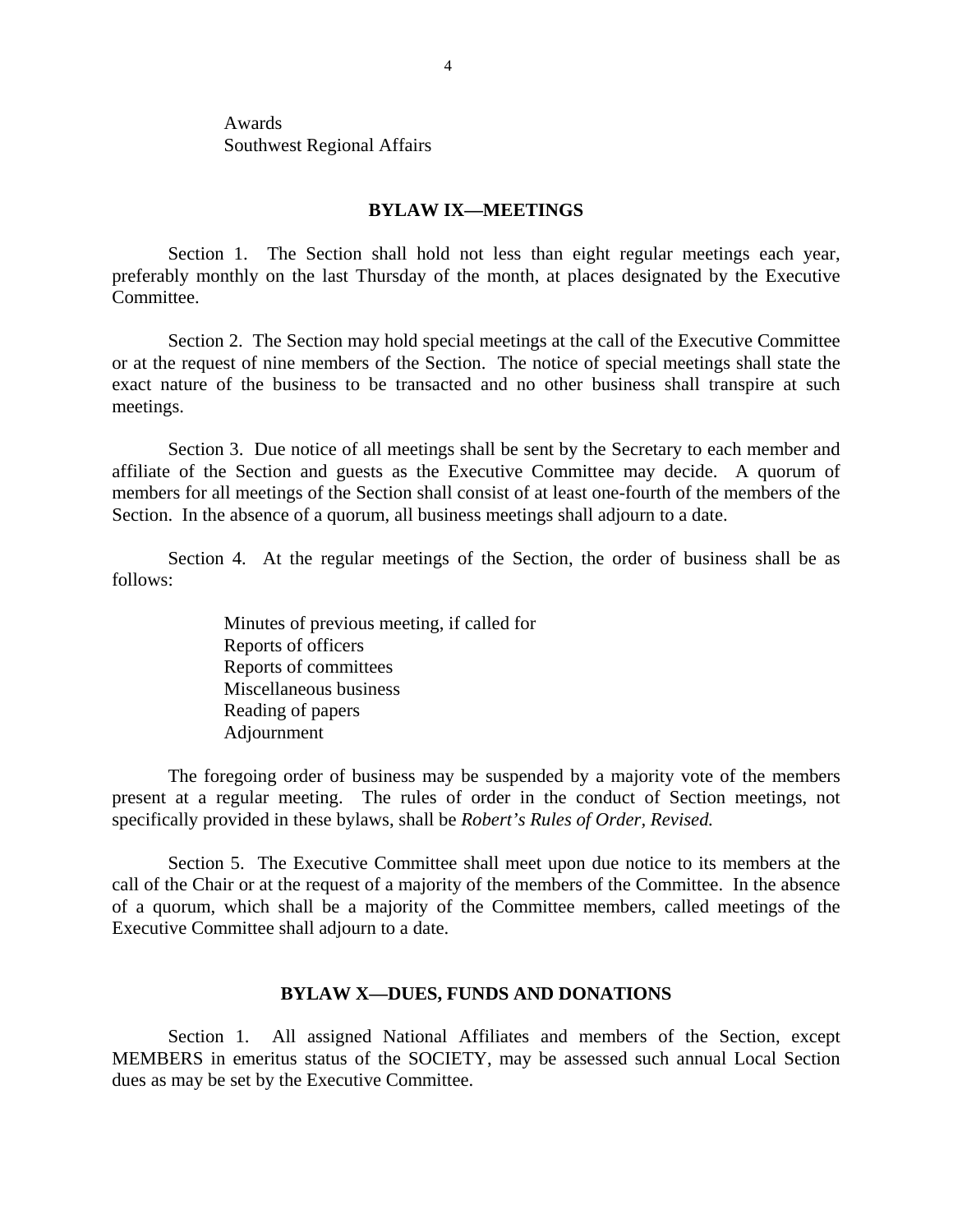Awards
Southwest Regional Affairs

## BYLAW IX—MEETINGS

Section 1. The Section shall hold not less than eight regular meetings each year, preferably monthly on the last Thursday of the month, at places designated by the Executive Committee.

Section 2. The Section may hold special meetings at the call of the Executive Committee or at the request of nine members of the Section. The notice of special meetings shall state the exact nature of the business to be transacted and no other business shall transpire at such meetings.

Section 3. Due notice of all meetings shall be sent by the Secretary to each member and affiliate of the Section and guests as the Executive Committee may decide. A quorum of members for all meetings of the Section shall consist of at least one-fourth of the members of the Section. In the absence of a quorum, all business meetings shall adjourn to a date.

Section 4. At the regular meetings of the Section, the order of business shall be as follows:

Minutes of previous meeting, if called for
Reports of officers
Reports of committees
Miscellaneous business
Reading of papers
Adjournment

The foregoing order of business may be suspended by a majority vote of the members present at a regular meeting. The rules of order in the conduct of Section meetings, not specifically provided in these bylaws, shall be *Robert's Rules of Order, Revised.*

Section 5. The Executive Committee shall meet upon due notice to its members at the call of the Chair or at the request of a majority of the members of the Committee. In the absence of a quorum, which shall be a majority of the Committee members, called meetings of the Executive Committee shall adjourn to a date.

## BYLAW X—DUES, FUNDS AND DONATIONS

Section 1. All assigned National Affiliates and members of the Section, except MEMBERS in emeritus status of the SOCIETY, may be assessed such annual Local Section dues as may be set by the Executive Committee.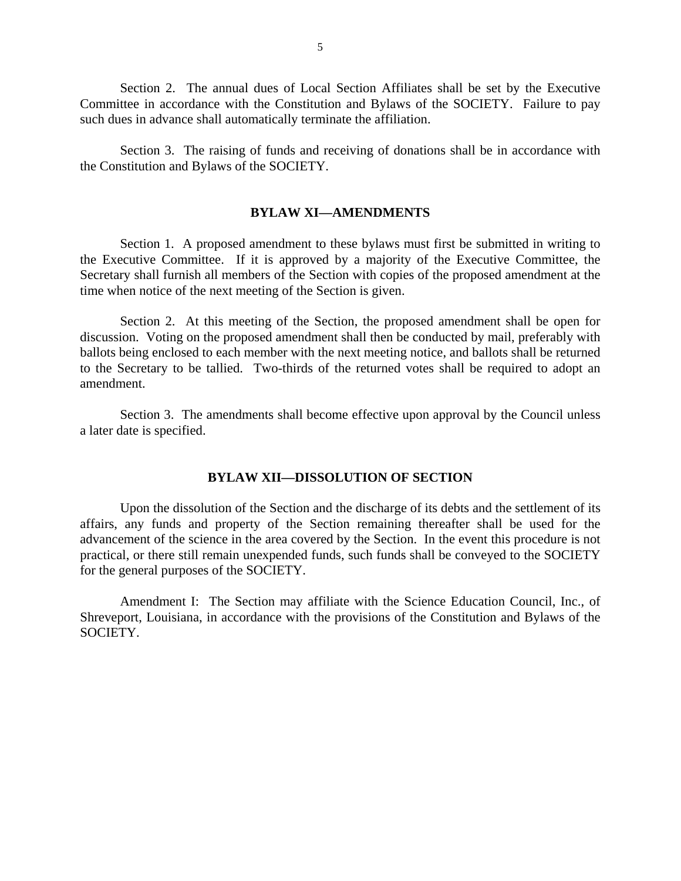Section 2. The annual dues of Local Section Affiliates shall be set by the Executive Committee in accordance with the Constitution and Bylaws of the SOCIETY. Failure to pay such dues in advance shall automatically terminate the affiliation.

Section 3. The raising of funds and receiving of donations shall be in accordance with the Constitution and Bylaws of the SOCIETY.

## BYLAW XI—AMENDMENTS

Section 1. A proposed amendment to these bylaws must first be submitted in writing to the Executive Committee. If it is approved by a majority of the Executive Committee, the Secretary shall furnish all members of the Section with copies of the proposed amendment at the time when notice of the next meeting of the Section is given.

Section 2. At this meeting of the Section, the proposed amendment shall be open for discussion. Voting on the proposed amendment shall then be conducted by mail, preferably with ballots being enclosed to each member with the next meeting notice, and ballots shall be returned to the Secretary to be tallied. Two-thirds of the returned votes shall be required to adopt an amendment.

Section 3. The amendments shall become effective upon approval by the Council unless a later date is specified.

## BYLAW XII—DISSOLUTION OF SECTION

Upon the dissolution of the Section and the discharge of its debts and the settlement of its affairs, any funds and property of the Section remaining thereafter shall be used for the advancement of the science in the area covered by the Section. In the event this procedure is not practical, or there still remain unexpended funds, such funds shall be conveyed to the SOCIETY for the general purposes of the SOCIETY.

Amendment I: The Section may affiliate with the Science Education Council, Inc., of Shreveport, Louisiana, in accordance with the provisions of the Constitution and Bylaws of the SOCIETY.